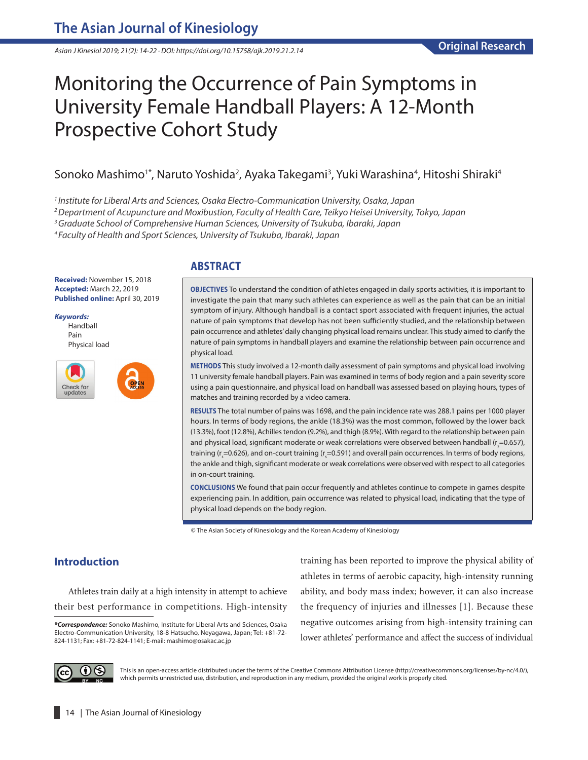# Monitoring the Occurrence of Pain Symptoms in University Female Handball Players: A 12-Month Prospective Cohort Study

Sonoko Mashimo[1*], Naruto Yoshida[2], Ayaka Takegami[3], Yuki Warashina[4], Hitoshi Shiraki[4]

[1] *Institute for Liberal Arts and Sciences, Osaka Electro-Communication University, Osaka, Japan*
[2] *Department of Acupuncture and Moxibustion, Faculty of Health Care, Teikyo Heisei University, Tokyo, Japan*
[3] *Graduate School of Comprehensive Human Sciences, University of Tsukuba, Ibaraki, Japan*
[4] *Faculty of Health and Sport Sciences, University of Tsukuba, Ibaraki, Japan*

**Received:** November 15, 2018
**Accepted:** March 22, 2019
**Published online:** April 30, 2019

***Keywords:***
Handball
Pain
Physical load

## ABSTRACT

**OBJECTIVES** To understand the condition of athletes engaged in daily sports activities, it is important to investigate the pain that many such athletes can experience as well as the pain that can be an initial symptom of injury. Although handball is a contact sport associated with frequent injuries, the actual nature of pain symptoms that develop has not been sufficiently studied, and the relationship between pain occurrence and athletes' daily changing physical load remains unclear. This study aimed to clarify the nature of pain symptoms in handball players and examine the relationship between pain occurrence and physical load.

**METHODS** This study involved a 12-month daily assessment of pain symptoms and physical load involving 11 university female handball players. Pain was examined in terms of body region and a pain severity score using a pain questionnaire, and physical load on handball was assessed based on playing hours, types of matches and training recorded by a video camera.

**RESULTS** The total number of pains was 1698, and the pain incidence rate was 288.1 pains per 1000 player hours. In terms of body regions, the ankle (18.3%) was the most common, followed by the lower back (13.3%), foot (12.8%), Achilles tendon (9.2%), and thigh (8.9%). With regard to the relationship between pain and physical load, significant moderate or weak correlations were observed between handball ($r_s$=0.657), training ($r_s$=0.626), and on-court training ($r_s$=0.591) and overall pain occurrences. In terms of body regions, the ankle and thigh, significant moderate or weak correlations were observed with respect to all categories in on-court training.

**CONCLUSIONS** We found that pain occur frequently and athletes continue to compete in games despite experiencing pain. In addition, pain occurrence was related to physical load, indicating that the type of physical load depends on the body region.

© The Asian Society of Kinesiology and the Korean Academy of Kinesiology

## Introduction

Athletes train daily at a high intensity in attempt to achieve their best performance in competitions. High-intensity training has been reported to improve the physical ability of athletes in terms of aerobic capacity, high-intensity running ability, and body mass index; however, it can also increase the frequency of injuries and illnesses [1]. Because these negative outcomes arising from high-intensity training can lower athletes' performance and affect the success of individual

***Correspondence:** Sonoko Mashimo, Institute for Liberal Arts and Sciences, Osaka Electro-Communication University, 18-8 Hatsucho, Neyagawa, Japan; Tel: +81-72-824-1131; Fax: +81-72-824-1141; E-mail: mashimo@osakac.ac.jp

This is an open-access article distributed under the terms of the Creative Commons Attribution License (http://creativecommons.org/licenses/by-nc/4.0/), which permits unrestricted use, distribution, and reproduction in any medium, provided the original work is properly cited.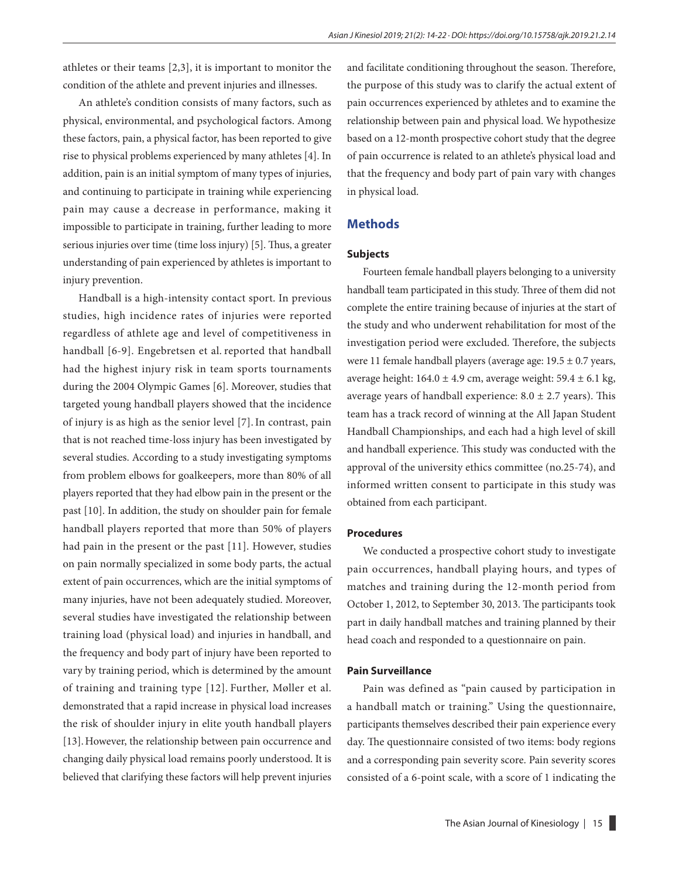athletes or their teams [2,3], it is important to monitor the condition of the athlete and prevent injuries and illnesses.

An athlete's condition consists of many factors, such as physical, environmental, and psychological factors. Among these factors, pain, a physical factor, has been reported to give rise to physical problems experienced by many athletes [4]. In addition, pain is an initial symptom of many types of injuries, and continuing to participate in training while experiencing pain may cause a decrease in performance, making it impossible to participate in training, further leading to more serious injuries over time (time loss injury) [5]. Thus, a greater understanding of pain experienced by athletes is important to injury prevention.

Handball is a high-intensity contact sport. In previous studies, high incidence rates of injuries were reported regardless of athlete age and level of competitiveness in handball [6-9]. Engebretsen et al. reported that handball had the highest injury risk in team sports tournaments during the 2004 Olympic Games [6]. Moreover, studies that targeted young handball players showed that the incidence of injury is as high as the senior level [7]. In contrast, pain that is not reached time-loss injury has been investigated by several studies. According to a study investigating symptoms from problem elbows for goalkeepers, more than 80% of all players reported that they had elbow pain in the present or the past [10]. In addition, the study on shoulder pain for female handball players reported that more than 50% of players had pain in the present or the past [11]. However, studies on pain normally specialized in some body parts, the actual extent of pain occurrences, which are the initial symptoms of many injuries, have not been adequately studied. Moreover, several studies have investigated the relationship between training load (physical load) and injuries in handball, and the frequency and body part of injury have been reported to vary by training period, which is determined by the amount of training and training type [12]. Further, Møller et al. demonstrated that a rapid increase in physical load increases the risk of shoulder injury in elite youth handball players [13]. However, the relationship between pain occurrence and changing daily physical load remains poorly understood. It is believed that clarifying these factors will help prevent injuries and facilitate conditioning throughout the season. Therefore, the purpose of this study was to clarify the actual extent of pain occurrences experienced by athletes and to examine the relationship between pain and physical load. We hypothesize based on a 12-month prospective cohort study that the degree of pain occurrence is related to an athlete's physical load and that the frequency and body part of pain vary with changes in physical load.

## Methods

### Subjects

Fourteen female handball players belonging to a university handball team participated in this study. Three of them did not complete the entire training because of injuries at the start of the study and who underwent rehabilitation for most of the investigation period were excluded. Therefore, the subjects were 11 female handball players (average age: 19.5 ± 0.7 years, average height: 164.0 ± 4.9 cm, average weight: 59.4 ± 6.1 kg, average years of handball experience: 8.0 ± 2.7 years). This team has a track record of winning at the All Japan Student Handball Championships, and each had a high level of skill and handball experience. This study was conducted with the approval of the university ethics committee (no.25-74), and informed written consent to participate in this study was obtained from each participant.

### Procedures

We conducted a prospective cohort study to investigate pain occurrences, handball playing hours, and types of matches and training during the 12-month period from October 1, 2012, to September 30, 2013. The participants took part in daily handball matches and training planned by their head coach and responded to a questionnaire on pain.

### Pain Surveillance

Pain was defined as "pain caused by participation in a handball match or training." Using the questionnaire, participants themselves described their pain experience every day. The questionnaire consisted of two items: body regions and a corresponding pain severity score. Pain severity scores consisted of a 6-point scale, with a score of 1 indicating the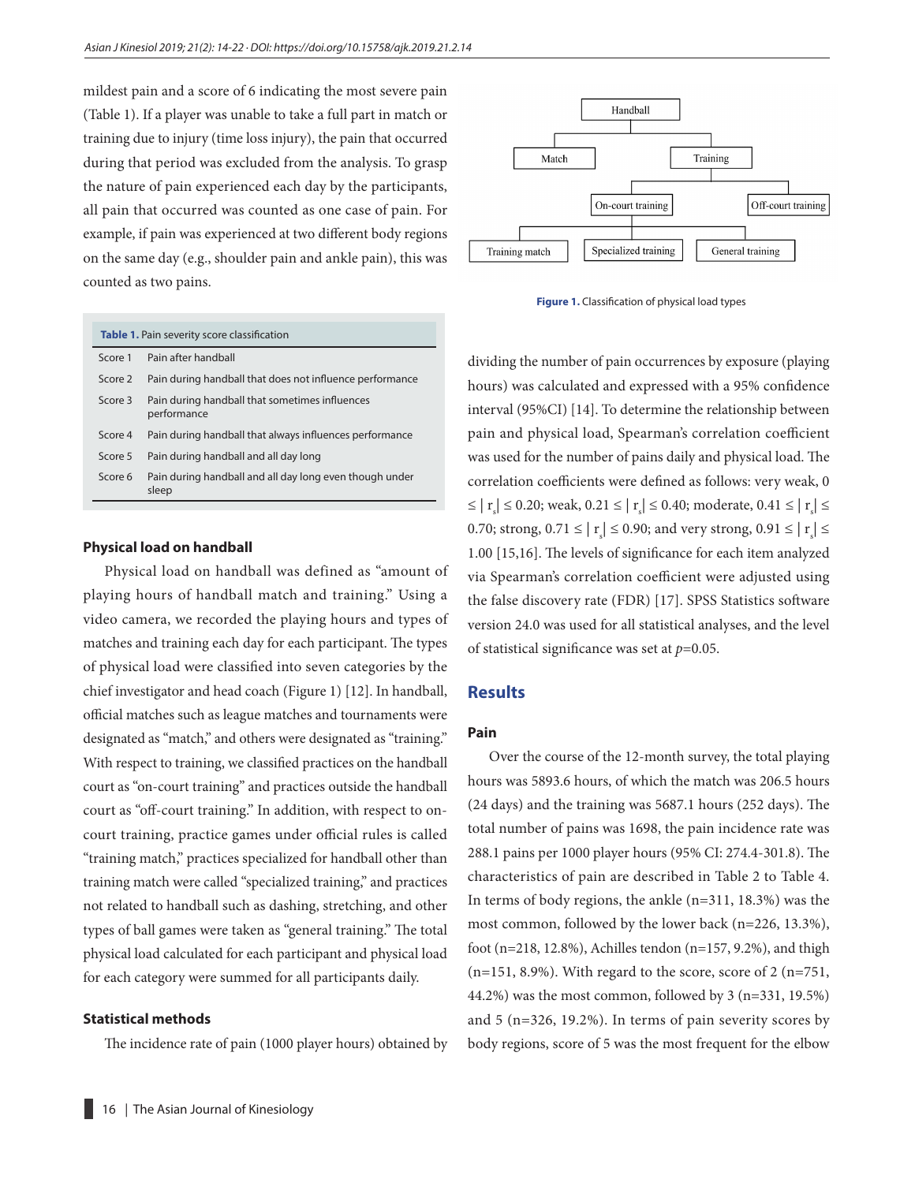mildest pain and a score of 6 indicating the most severe pain (Table 1). If a player was unable to take a full part in match or training due to injury (time loss injury), the pain that occurred during that period was excluded from the analysis. To grasp the nature of pain experienced each day by the participants, all pain that occurred was counted as one case of pain. For example, if pain was experienced at two different body regions on the same day (e.g., shoulder pain and ankle pain), this was counted as two pains.

**Table 1.** Pain severity score classification

| | |
|---|---|
| Score 1 | Pain after handball |
| Score 2 | Pain during handball that does not influence performance |
| Score 3 | Pain during handball that sometimes influences performance |
| Score 4 | Pain during handball that always influences performance |
| Score 5 | Pain during handball and all day long |
| Score 6 | Pain during handball and all day long even though under sleep |

### Physical load on handball

Physical load on handball was defined as "amount of playing hours of handball match and training." Using a video camera, we recorded the playing hours and types of matches and training each day for each participant. The types of physical load were classified into seven categories by the chief investigator and head coach (Figure 1) [12]. In handball, official matches such as league matches and tournaments were designated as "match," and others were designated as "training." With respect to training, we classified practices on the handball court as "on-court training" and practices outside the handball court as "off-court training." In addition, with respect to on-court training, practice games under official rules is called "training match," practices specialized for handball other than training match were called "specialized training," and practices not related to handball such as dashing, stretching, and other types of ball games were taken as "general training." The total physical load calculated for each participant and physical load for each category were summed for all participants daily.

### Statistical methods

The incidence rate of pain (1000 player hours) obtained by dividing the number of pain occurrences by exposure (playing hours) was calculated and expressed with a 95% confidence interval (95%CI) [14]. To determine the relationship between pain and physical load, Spearman's correlation coefficient was used for the number of pains daily and physical load. The correlation coefficients were defined as follows: very weak, $0 \leq |r_s| \leq 0.20$; weak, $0.21 \leq |r_s| \leq 0.40$; moderate, $0.41 \leq |r_s| \leq 0.70$; strong, $0.71 \leq |r_s| \leq 0.90$; and very strong, $0.91 \leq |r_s| \leq 1.00$ [15,16]. The levels of significance for each item analyzed via Spearman's correlation coefficient were adjusted using the false discovery rate (FDR) [17]. SPSS Statistics software version 24.0 was used for all statistical analyses, and the level of statistical significance was set at $p$=0.05.

**Figure 1.** Classification of physical load types

## Results

### Pain

Over the course of the 12-month survey, the total playing hours was 5893.6 hours, of which the match was 206.5 hours (24 days) and the training was 5687.1 hours (252 days). The total number of pains was 1698, the pain incidence rate was 288.1 pains per 1000 player hours (95% CI: 274.4-301.8). The characteristics of pain are described in Table 2 to Table 4. In terms of body regions, the ankle (n=311, 18.3%) was the most common, followed by the lower back (n=226, 13.3%), foot (n=218, 12.8%), Achilles tendon (n=157, 9.2%), and thigh (n=151, 8.9%). With regard to the score, score of 2 (n=751, 44.2%) was the most common, followed by 3 (n=331, 19.5%) and 5 (n=326, 19.2%). In terms of pain severity scores by body regions, score of 5 was the most frequent for the elbow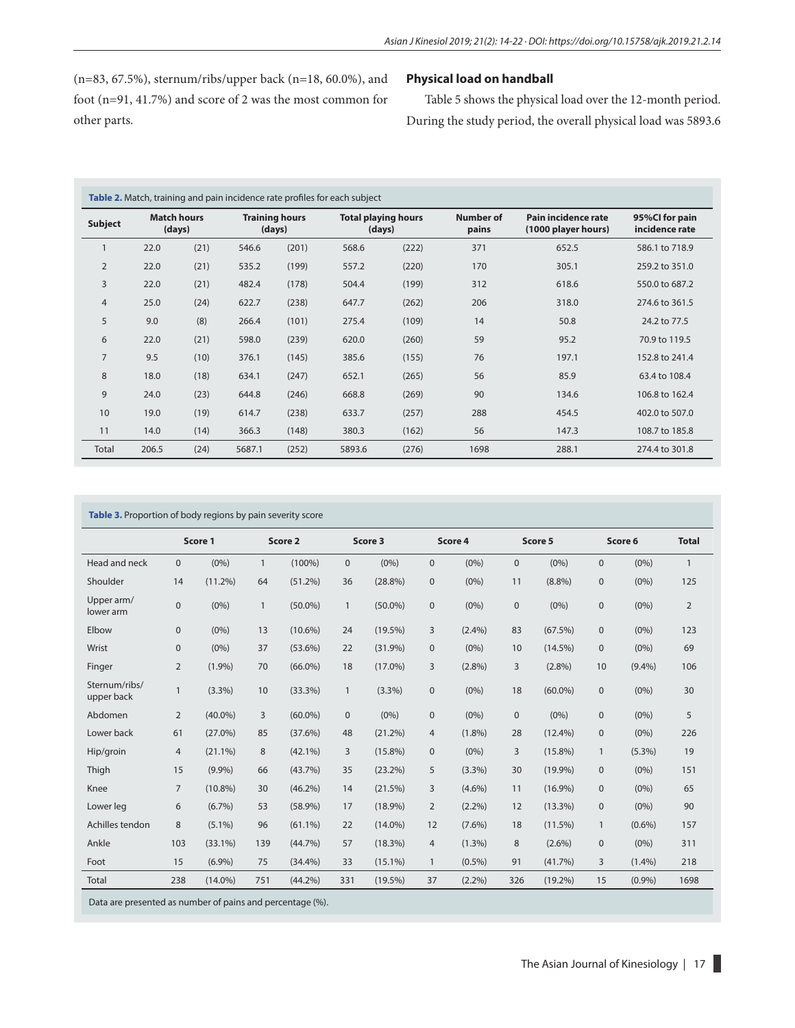(n=83, 67.5%), sternum/ribs/upper back (n=18, 60.0%), and foot (n=91, 41.7%) and score of 2 was the most common for other parts.

### Physical load on handball

Table 5 shows the physical load over the 12-month period. During the study period, the overall physical load was 5893.6

**Table 2.** Match, training and pain incidence rate profiles for each subject

| Subject | Match hours (days) | | Training hours (days) | | Total playing hours (days) | | Number of pains | Pain incidence rate (1000 player hours) | 95%CI for pain incidence rate |
|---|---|---|---|---|---|---|---|---|---|
| 1 | 22.0 | (21) | 546.6 | (201) | 568.6 | (222) | 371 | 652.5 | 586.1 to 718.9 |
| 2 | 22.0 | (21) | 535.2 | (199) | 557.2 | (220) | 170 | 305.1 | 259.2 to 351.0 |
| 3 | 22.0 | (21) | 482.4 | (178) | 504.4 | (199) | 312 | 618.6 | 550.0 to 687.2 |
| 4 | 25.0 | (24) | 622.7 | (238) | 647.7 | (262) | 206 | 318.0 | 274.6 to 361.5 |
| 5 | 9.0 | (8) | 266.4 | (101) | 275.4 | (109) | 14 | 50.8 | 24.2 to 77.5 |
| 6 | 22.0 | (21) | 598.0 | (239) | 620.0 | (260) | 59 | 95.2 | 70.9 to 119.5 |
| 7 | 9.5 | (10) | 376.1 | (145) | 385.6 | (155) | 76 | 197.1 | 152.8 to 241.4 |
| 8 | 18.0 | (18) | 634.1 | (247) | 652.1 | (265) | 56 | 85.9 | 63.4 to 108.4 |
| 9 | 24.0 | (23) | 644.8 | (246) | 668.8 | (269) | 90 | 134.6 | 106.8 to 162.4 |
| 10 | 19.0 | (19) | 614.7 | (238) | 633.7 | (257) | 288 | 454.5 | 402.0 to 507.0 |
| 11 | 14.0 | (14) | 366.3 | (148) | 380.3 | (162) | 56 | 147.3 | 108.7 to 185.8 |
| Total | 206.5 | (24) | 5687.1 | (252) | 5893.6 | (276) | 1698 | 288.1 | 274.4 to 301.8 |

**Table 3.** Proportion of body regions by pain severity score

| | Score 1 | | Score 2 | | Score 3 | | Score 4 | | Score 5 | | Score 6 | | Total |
|---|---|---|---|---|---|---|---|---|---|---|---|---|---|
| Head and neck | 0 | (0%) | 1 | (100%) | 0 | (0%) | 0 | (0%) | 0 | (0%) | 0 | (0%) | 1 |
| Shoulder | 14 | (11.2%) | 64 | (51.2%) | 36 | (28.8%) | 0 | (0%) | 11 | (8.8%) | 0 | (0%) | 125 |
| Upper arm/ lower arm | 0 | (0%) | 1 | (50.0%) | 1 | (50.0%) | 0 | (0%) | 0 | (0%) | 0 | (0%) | 2 |
| Elbow | 0 | (0%) | 13 | (10.6%) | 24 | (19.5%) | 3 | (2.4%) | 83 | (67.5%) | 0 | (0%) | 123 |
| Wrist | 0 | (0%) | 37 | (53.6%) | 22 | (31.9%) | 0 | (0%) | 10 | (14.5%) | 0 | (0%) | 69 |
| Finger | 2 | (1.9%) | 70 | (66.0%) | 18 | (17.0%) | 3 | (2.8%) | 3 | (2.8%) | 10 | (9.4%) | 106 |
| Sternum/ribs/ upper back | 1 | (3.3%) | 10 | (33.3%) | 1 | (3.3%) | 0 | (0%) | 18 | (60.0%) | 0 | (0%) | 30 |
| Abdomen | 2 | (40.0%) | 3 | (60.0%) | 0 | (0%) | 0 | (0%) | 0 | (0%) | 0 | (0%) | 5 |
| Lower back | 61 | (27.0%) | 85 | (37.6%) | 48 | (21.2%) | 4 | (1.8%) | 28 | (12.4%) | 0 | (0%) | 226 |
| Hip/groin | 4 | (21.1%) | 8 | (42.1%) | 3 | (15.8%) | 0 | (0%) | 3 | (15.8%) | 1 | (5.3%) | 19 |
| Thigh | 15 | (9.9%) | 66 | (43.7%) | 35 | (23.2%) | 5 | (3.3%) | 30 | (19.9%) | 0 | (0%) | 151 |
| Knee | 7 | (10.8%) | 30 | (46.2%) | 14 | (21.5%) | 3 | (4.6%) | 11 | (16.9%) | 0 | (0%) | 65 |
| Lower leg | 6 | (6.7%) | 53 | (58.9%) | 17 | (18.9%) | 2 | (2.2%) | 12 | (13.3%) | 0 | (0%) | 90 |
| Achilles tendon | 8 | (5.1%) | 96 | (61.1%) | 22 | (14.0%) | 12 | (7.6%) | 18 | (11.5%) | 1 | (0.6%) | 157 |
| Ankle | 103 | (33.1%) | 139 | (44.7%) | 57 | (18.3%) | 4 | (1.3%) | 8 | (2.6%) | 0 | (0%) | 311 |
| Foot | 15 | (6.9%) | 75 | (34.4%) | 33 | (15.1%) | 1 | (0.5%) | 91 | (41.7%) | 3 | (1.4%) | 218 |
| Total | 238 | (14.0%) | 751 | (44.2%) | 331 | (19.5%) | 37 | (2.2%) | 326 | (19.2%) | 15 | (0.9%) | 1698 |

Data are presented as number of pains and percentage (%).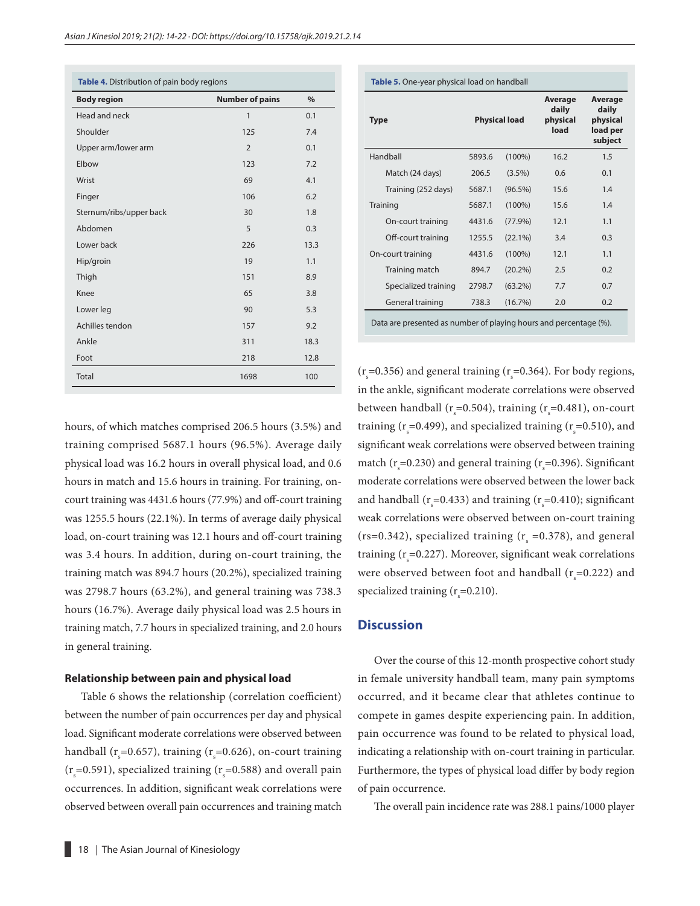**Table 4.** Distribution of pain body regions

| Body region | Number of pains | % |
|---|---|---|
| Head and neck | 1 | 0.1 |
| Shoulder | 125 | 7.4 |
| Upper arm/lower arm | 2 | 0.1 |
| Elbow | 123 | 7.2 |
| Wrist | 69 | 4.1 |
| Finger | 106 | 6.2 |
| Sternum/ribs/upper back | 30 | 1.8 |
| Abdomen | 5 | 0.3 |
| Lower back | 226 | 13.3 |
| Hip/groin | 19 | 1.1 |
| Thigh | 151 | 8.9 |
| Knee | 65 | 3.8 |
| Lower leg | 90 | 5.3 |
| Achilles tendon | 157 | 9.2 |
| Ankle | 311 | 18.3 |
| Foot | 218 | 12.8 |
| Total | 1698 | 100 |

hours, of which matches comprised 206.5 hours (3.5%) and training comprised 5687.1 hours (96.5%). Average daily physical load was 16.2 hours in overall physical load, and 0.6 hours in match and 15.6 hours in training. For training, on-court training was 4431.6 hours (77.9%) and off-court training was 1255.5 hours (22.1%). In terms of average daily physical load, on-court training was 12.1 hours and off-court training was 3.4 hours. In addition, during on-court training, the training match was 894.7 hours (20.2%), specialized training was 2798.7 hours (63.2%), and general training was 738.3 hours (16.7%). Average daily physical load was 2.5 hours in training match, 7.7 hours in specialized training, and 2.0 hours in general training.

**Table 5.** One-year physical load on handball

| Type | Physical load | | Average daily physical load | Average daily physical load per subject |
|---|---|---|---|---|
| Handball | 5893.6 | (100%) | 16.2 | 1.5 |
| Match (24 days) | 206.5 | (3.5%) | 0.6 | 0.1 |
| Training (252 days) | 5687.1 | (96.5%) | 15.6 | 1.4 |
| Training | 5687.1 | (100%) | 15.6 | 1.4 |
| On-court training | 4431.6 | (77.9%) | 12.1 | 1.1 |
| Off-court training | 1255.5 | (22.1%) | 3.4 | 0.3 |
| On-court training | 4431.6 | (100%) | 12.1 | 1.1 |
| Training match | 894.7 | (20.2%) | 2.5 | 0.2 |
| Specialized training | 2798.7 | (63.2%) | 7.7 | 0.7 |
| General training | 738.3 | (16.7%) | 2.0 | 0.2 |

Data are presented as number of playing hours and percentage (%).

### Relationship between pain and physical load

Table 6 shows the relationship (correlation coefficient) between the number of pain occurrences per day and physical load. Significant moderate correlations were observed between handball ($r_s$=0.657), training ($r_s$=0.626), on-court training ($r_s$=0.591), specialized training ($r_s$=0.588) and overall pain occurrences. In addition, significant weak correlations were observed between overall pain occurrences and training match ($r_s$=0.356) and general training ($r_s$=0.364). For body regions, in the ankle, significant moderate correlations were observed between handball ($r_s$=0.504), training ($r_s$=0.481), on-court training ($r_s$=0.499), and specialized training ($r_s$=0.510), and significant weak correlations were observed between training match ($r_s$=0.230) and general training ($r_s$=0.396). Significant moderate correlations were observed between the lower back and handball ($r_s$=0.433) and training ($r_s$=0.410); significant weak correlations were observed between on-court training (rs=0.342), specialized training ($r_s$ =0.378), and general training ($r_s$=0.227). Moreover, significant weak correlations were observed between foot and handball ($r_s$=0.222) and specialized training ($r_s$=0.210).

## Discussion

Over the course of this 12-month prospective cohort study in female university handball team, many pain symptoms occurred, and it became clear that athletes continue to compete in games despite experiencing pain. In addition, pain occurrence was found to be related to physical load, indicating a relationship with on-court training in particular. Furthermore, the types of physical load differ by body region of pain occurrence.

The overall pain incidence rate was 288.1 pains/1000 player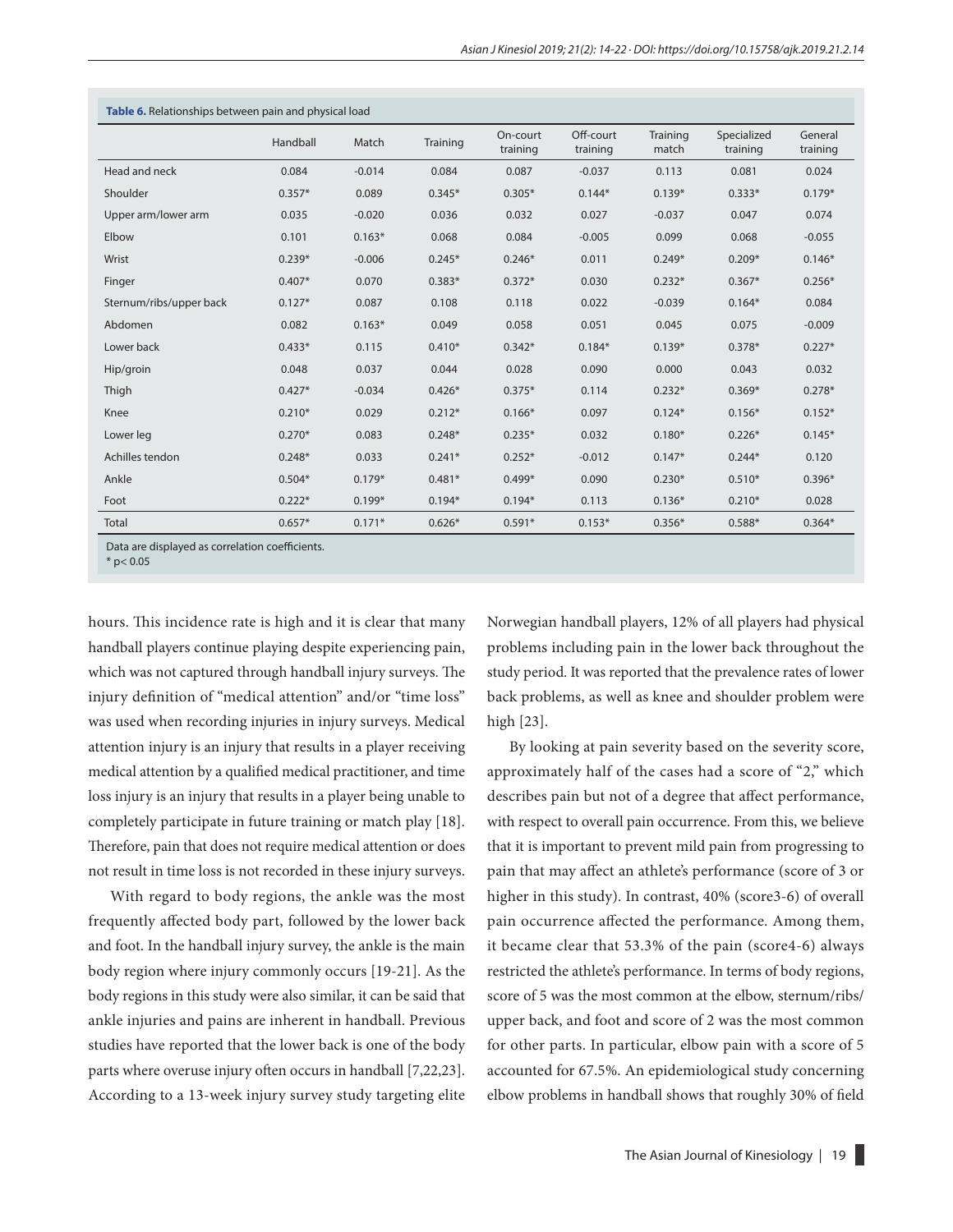**Table 6.** Relationships between pain and physical load

| | Handball | Match | Training | On-court training | Off-court training | Training match | Specialized training | General training |
|---|---|---|---|---|---|---|---|---|
| Head and neck | 0.084 | -0.014 | 0.084 | 0.087 | -0.037 | 0.113 | 0.081 | 0.024 |
| Shoulder | 0.357* | 0.089 | 0.345* | 0.305* | 0.144* | 0.139* | 0.333* | 0.179* |
| Upper arm/lower arm | 0.035 | -0.020 | 0.036 | 0.032 | 0.027 | -0.037 | 0.047 | 0.074 |
| Elbow | 0.101 | 0.163* | 0.068 | 0.084 | -0.005 | 0.099 | 0.068 | -0.055 |
| Wrist | 0.239* | -0.006 | 0.245* | 0.246* | 0.011 | 0.249* | 0.209* | 0.146* |
| Finger | 0.407* | 0.070 | 0.383* | 0.372* | 0.030 | 0.232* | 0.367* | 0.256* |
| Sternum/ribs/upper back | 0.127* | 0.087 | 0.108 | 0.118 | 0.022 | -0.039 | 0.164* | 0.084 |
| Abdomen | 0.082 | 0.163* | 0.049 | 0.058 | 0.051 | 0.045 | 0.075 | -0.009 |
| Lower back | 0.433* | 0.115 | 0.410* | 0.342* | 0.184* | 0.139* | 0.378* | 0.227* |
| Hip/groin | 0.048 | 0.037 | 0.044 | 0.028 | 0.090 | 0.000 | 0.043 | 0.032 |
| Thigh | 0.427* | -0.034 | 0.426* | 0.375* | 0.114 | 0.232* | 0.369* | 0.278* |
| Knee | 0.210* | 0.029 | 0.212* | 0.166* | 0.097 | 0.124* | 0.156* | 0.152* |
| Lower leg | 0.270* | 0.083 | 0.248* | 0.235* | 0.032 | 0.180* | 0.226* | 0.145* |
| Achilles tendon | 0.248* | 0.033 | 0.241* | 0.252* | -0.012 | 0.147* | 0.244* | 0.120 |
| Ankle | 0.504* | 0.179* | 0.481* | 0.499* | 0.090 | 0.230* | 0.510* | 0.396* |
| Foot | 0.222* | 0.199* | 0.194* | 0.194* | 0.113 | 0.136* | 0.210* | 0.028 |
| Total | 0.657* | 0.171* | 0.626* | 0.591* | 0.153* | 0.356* | 0.588* | 0.364* |

Data are displayed as correlation coefficients.
* $p < 0.05$

hours. This incidence rate is high and it is clear that many handball players continue playing despite experiencing pain, which was not captured through handball injury surveys. The injury definition of "medical attention" and/or "time loss" was used when recording injuries in injury surveys. Medical attention injury is an injury that results in a player receiving medical attention by a qualified medical practitioner, and time loss injury is an injury that results in a player being unable to completely participate in future training or match play [18]. Therefore, pain that does not require medical attention or does not result in time loss is not recorded in these injury surveys.

With regard to body regions, the ankle was the most frequently affected body part, followed by the lower back and foot. In the handball injury survey, the ankle is the main body region where injury commonly occurs [19-21]. As the body regions in this study were also similar, it can be said that ankle injuries and pains are inherent in handball. Previous studies have reported that the lower back is one of the body parts where overuse injury often occurs in handball [7,22,23]. According to a 13-week injury survey study targeting elite Norwegian handball players, 12% of all players had physical problems including pain in the lower back throughout the study period. It was reported that the prevalence rates of lower back problems, as well as knee and shoulder problem were high [23].

By looking at pain severity based on the severity score, approximately half of the cases had a score of "2," which describes pain but not of a degree that affect performance, with respect to overall pain occurrence. From this, we believe that it is important to prevent mild pain from progressing to pain that may affect an athlete's performance (score of 3 or higher in this study). In contrast, 40% (score3-6) of overall pain occurrence affected the performance. Among them, it became clear that 53.3% of the pain (score4-6) always restricted the athlete's performance. In terms of body regions, score of 5 was the most common at the elbow, sternum/ribs/upper back, and foot and score of 2 was the most common for other parts. In particular, elbow pain with a score of 5 accounted for 67.5%. An epidemiological study concerning elbow problems in handball shows that roughly 30% of field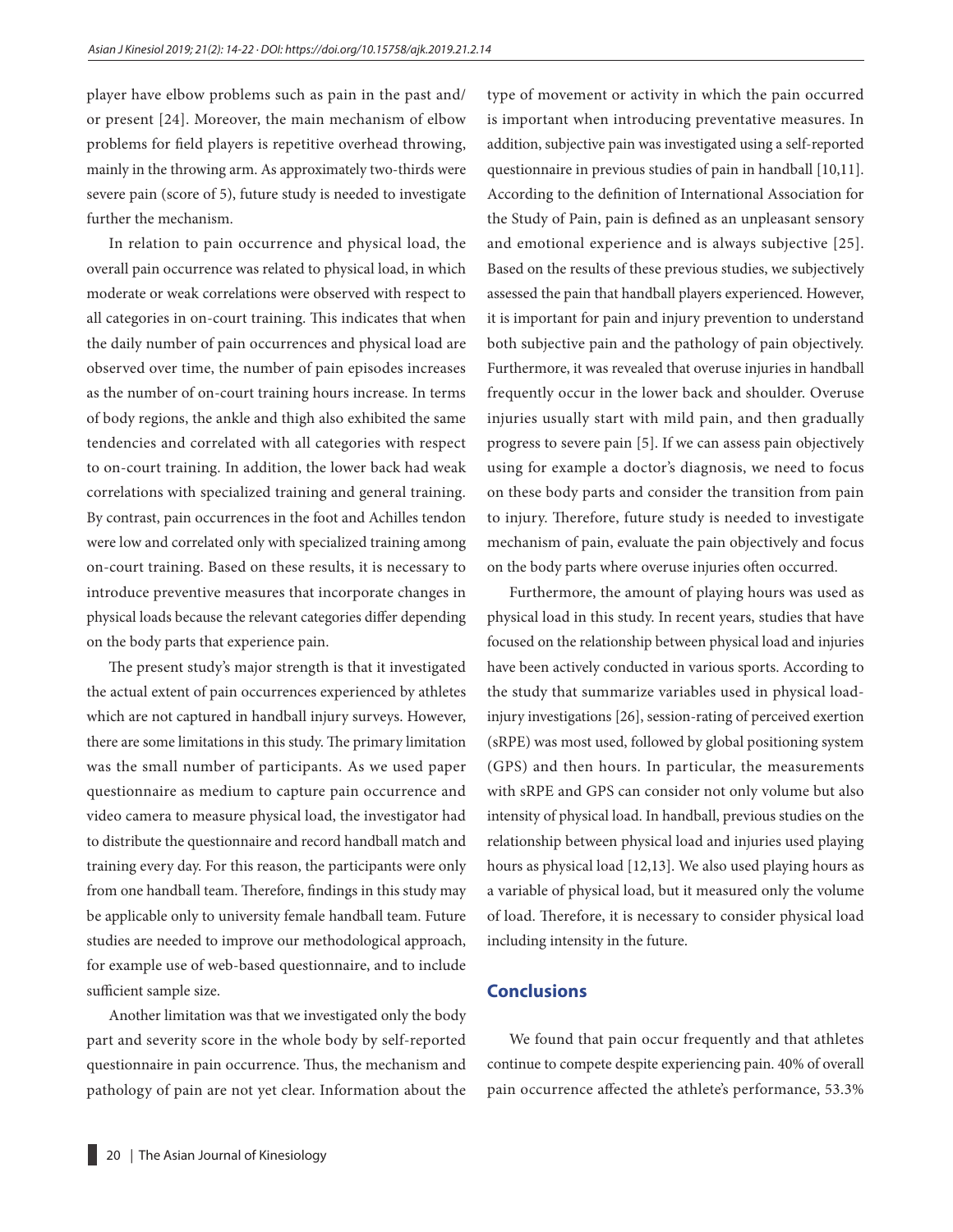player have elbow problems such as pain in the past and/or present [24]. Moreover, the main mechanism of elbow problems for field players is repetitive overhead throwing, mainly in the throwing arm. As approximately two-thirds were severe pain (score of 5), future study is needed to investigate further the mechanism.

In relation to pain occurrence and physical load, the overall pain occurrence was related to physical load, in which moderate or weak correlations were observed with respect to all categories in on-court training. This indicates that when the daily number of pain occurrences and physical load are observed over time, the number of pain episodes increases as the number of on-court training hours increase. In terms of body regions, the ankle and thigh also exhibited the same tendencies and correlated with all categories with respect to on-court training. In addition, the lower back had weak correlations with specialized training and general training. By contrast, pain occurrences in the foot and Achilles tendon were low and correlated only with specialized training among on-court training. Based on these results, it is necessary to introduce preventive measures that incorporate changes in physical loads because the relevant categories differ depending on the body parts that experience pain.

The present study's major strength is that it investigated the actual extent of pain occurrences experienced by athletes which are not captured in handball injury surveys. However, there are some limitations in this study. The primary limitation was the small number of participants. As we used paper questionnaire as medium to capture pain occurrence and video camera to measure physical load, the investigator had to distribute the questionnaire and record handball match and training every day. For this reason, the participants were only from one handball team. Therefore, findings in this study may be applicable only to university female handball team. Future studies are needed to improve our methodological approach, for example use of web-based questionnaire, and to include sufficient sample size.

Another limitation was that we investigated only the body part and severity score in the whole body by self-reported questionnaire in pain occurrence. Thus, the mechanism and pathology of pain are not yet clear. Information about the type of movement or activity in which the pain occurred is important when introducing preventative measures. In addition, subjective pain was investigated using a self-reported questionnaire in previous studies of pain in handball [10,11]. According to the definition of International Association for the Study of Pain, pain is defined as an unpleasant sensory and emotional experience and is always subjective [25]. Based on the results of these previous studies, we subjectively assessed the pain that handball players experienced. However, it is important for pain and injury prevention to understand both subjective pain and the pathology of pain objectively. Furthermore, it was revealed that overuse injuries in handball frequently occur in the lower back and shoulder. Overuse injuries usually start with mild pain, and then gradually progress to severe pain [5]. If we can assess pain objectively using for example a doctor's diagnosis, we need to focus on these body parts and consider the transition from pain to injury. Therefore, future study is needed to investigate mechanism of pain, evaluate the pain objectively and focus on the body parts where overuse injuries often occurred.

Furthermore, the amount of playing hours was used as physical load in this study. In recent years, studies that have focused on the relationship between physical load and injuries have been actively conducted in various sports. According to the study that summarize variables used in physical load-injury investigations [26], session-rating of perceived exertion (sRPE) was most used, followed by global positioning system (GPS) and then hours. In particular, the measurements with sRPE and GPS can consider not only volume but also intensity of physical load. In handball, previous studies on the relationship between physical load and injuries used playing hours as physical load [12,13]. We also used playing hours as a variable of physical load, but it measured only the volume of load. Therefore, it is necessary to consider physical load including intensity in the future.

## Conclusions

We found that pain occur frequently and that athletes continue to compete despite experiencing pain. 40% of overall pain occurrence affected the athlete's performance, 53.3%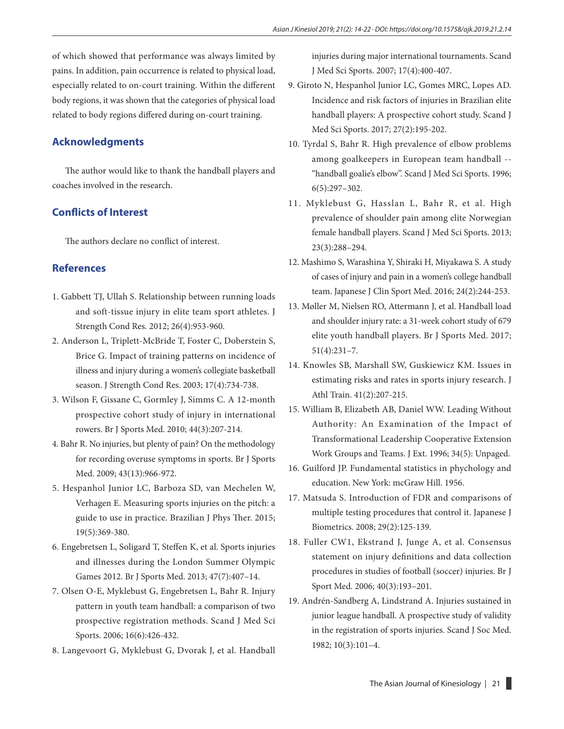of which showed that performance was always limited by pains. In addition, pain occurrence is related to physical load, especially related to on-court training. Within the different body regions, it was shown that the categories of physical load related to body regions differed during on-court training.

## Acknowledgments

The author would like to thank the handball players and coaches involved in the research.

## Conflicts of Interest

The authors declare no conflict of interest.

## References

1. Gabbett TJ, Ullah S. Relationship between running loads and soft-tissue injury in elite team sport athletes. J Strength Cond Res. 2012; 26(4):953-960.
2. Anderson L, Triplett-McBride T, Foster C, Doberstein S, Brice G. Impact of training patterns on incidence of illness and injury during a women's collegiate basketball season. J Strength Cond Res. 2003; 17(4):734-738.
3. Wilson F, Gissane C, Gormley J, Simms C. A 12-month prospective cohort study of injury in international rowers. Br J Sports Med. 2010; 44(3):207-214.
4. Bahr R. No injuries, but plenty of pain? On the methodology for recording overuse symptoms in sports. Br J Sports Med. 2009; 43(13):966-972.
5. Hespanhol Junior LC, Barboza SD, van Mechelen W, Verhagen E. Measuring sports injuries on the pitch: a guide to use in practice. Brazilian J Phys Ther. 2015; 19(5):369-380.
6. Engebretsen L, Soligard T, Steffen K, et al. Sports injuries and illnesses during the London Summer Olympic Games 2012. Br J Sports Med. 2013; 47(7):407–14.
7. Olsen O-E, Myklebust G, Engebretsen L, Bahr R. Injury pattern in youth team handball: a comparison of two prospective registration methods. Scand J Med Sci Sports. 2006; 16(6):426-432.
8. Langevoort G, Myklebust G, Dvorak J, et al. Handball injuries during major international tournaments. Scand J Med Sci Sports. 2007; 17(4):400-407.
9. Giroto N, Hespanhol Junior LC, Gomes MRC, Lopes AD. Incidence and risk factors of injuries in Brazilian elite handball players: A prospective cohort study. Scand J Med Sci Sports. 2017; 27(2):195-202.
10. Tyrdal S, Bahr R. High prevalence of elbow problems among goalkeepers in European team handball -- "handball goalie's elbow". Scand J Med Sci Sports. 1996; 6(5):297–302.
11. Myklebust G, Hasslan L, Bahr R, et al. High prevalence of shoulder pain among elite Norwegian female handball players. Scand J Med Sci Sports. 2013; 23(3):288–294.
12. Mashimo S, Warashina Y, Shiraki H, Miyakawa S. A study of cases of injury and pain in a women's college handball team. Japanese J Clin Sport Med. 2016; 24(2):244-253.
13. Møller M, Nielsen RO, Attermann J, et al. Handball load and shoulder injury rate: a 31-week cohort study of 679 elite youth handball players. Br J Sports Med. 2017; 51(4):231–7.
14. Knowles SB, Marshall SW, Guskiewicz KM. Issues in estimating risks and rates in sports injury research. J Athl Train. 41(2):207-215.
15. William B, Elizabeth AB, Daniel WW. Leading Without Authority: An Examination of the Impact of Transformational Leadership Cooperative Extension Work Groups and Teams. J Ext. 1996; 34(5): Unpaged.
16. Guilford JP. Fundamental statistics in phychology and education. New York: mcGraw Hill. 1956.
17. Matsuda S. Introduction of FDR and comparisons of multiple testing procedures that control it. Japanese J Biometrics. 2008; 29(2):125-139.
18. Fuller CW1, Ekstrand J, Junge A, et al. Consensus statement on injury definitions and data collection procedures in studies of football (soccer) injuries. Br J Sport Med. 2006; 40(3):193–201.
19. Andrén-Sandberg A, Lindstrand A. Injuries sustained in junior league handball. A prospective study of validity in the registration of sports injuries. Scand J Soc Med. 1982; 10(3):101–4.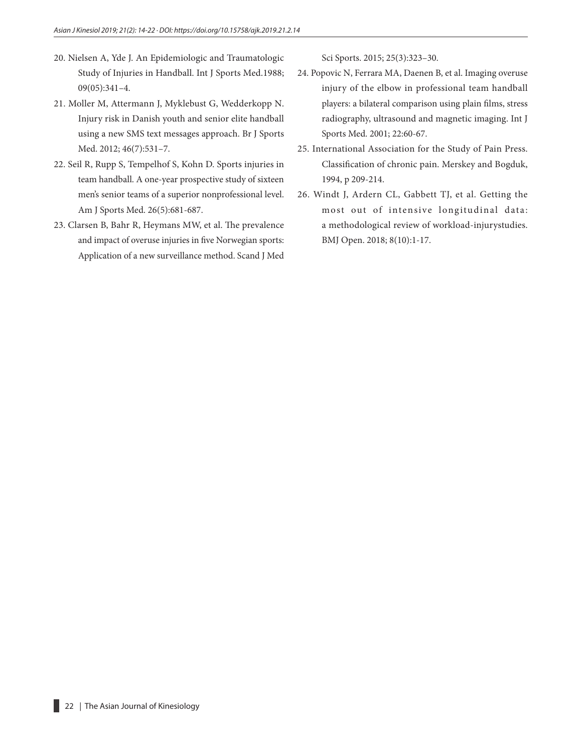20. Nielsen A, Yde J. An Epidemiologic and Traumatologic Study of Injuries in Handball. Int J Sports Med.1988; 09(05):341–4.
21. Moller M, Attermann J, Myklebust G, Wedderkopp N. Injury risk in Danish youth and senior elite handball using a new SMS text messages approach. Br J Sports Med. 2012; 46(7):531–7.
22. Seil R, Rupp S, Tempelhof S, Kohn D. Sports injuries in team handball. A one-year prospective study of sixteen men's senior teams of a superior nonprofessional level. Am J Sports Med. 26(5):681-687.
23. Clarsen B, Bahr R, Heymans MW, et al. The prevalence and impact of overuse injuries in five Norwegian sports: Application of a new surveillance method. Scand J Med Sci Sports. 2015; 25(3):323–30.
24. Popovic N, Ferrara MA, Daenen B, et al. Imaging overuse injury of the elbow in professional team handball players: a bilateral comparison using plain films, stress radiography, ultrasound and magnetic imaging. Int J Sports Med. 2001; 22:60-67.
25. International Association for the Study of Pain Press. Classification of chronic pain. Merskey and Bogduk, 1994, p 209-214.
26. Windt J, Ardern CL, Gabbett TJ, et al. Getting the most out of intensive longitudinal data: a methodological review of workload-injurystudies. BMJ Open. 2018; 8(10):1-17.